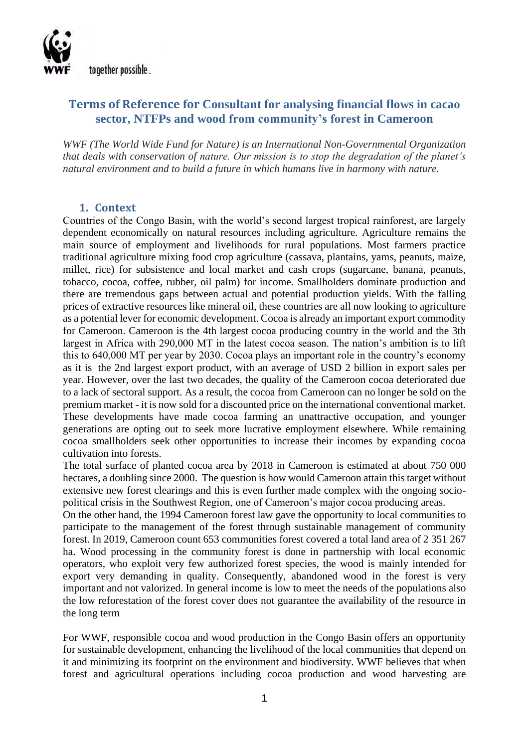together possible

# Terms of Reference for Consultant for analysing financial flows in cacao sector, NTFPs and wood from community's forest in Cameroon

*WWF (The World Wide Fund for Nature) is an International Non-Governmental Organization that deals with conservation of nature. Our mission is to stop the degradation of the planet's natural environment and to build a future in which humans live in harmony with nature.*

## 1. Context

Countries of the Congo Basin, with the world's second largest tropical rainforest, are largely dependent economically on natural resources including agriculture. Agriculture remains the main source of employment and livelihoods for rural populations. Most farmers practice traditional agriculture mixing food crop agriculture (cassava, plantains, yams, peanuts, maize, millet, rice) for subsistence and local market and cash crops (sugarcane, banana, peanuts, tobacco, cocoa, coffee, rubber, oil palm) for income. Smallholders dominate production and there are tremendous gaps between actual and potential production yields. With the falling prices of extractive resources like mineral oil, these countries are all now looking to agriculture as a potential lever for economic development. Cocoa is already an important export commodity for Cameroon. Cameroon is the 4th largest cocoa producing country in the world and the 3th largest in Africa with 290,000 MT in the latest cocoa season. The nation's ambition is to lift this to 640,000 MT per year by 2030. Cocoa plays an important role in the country's economy as it is the 2nd largest export product, with an average of USD 2 billion in export sales per year. However, over the last two decades, the quality of the Cameroon cocoa deteriorated due to a lack of sectoral support. As a result, the cocoa from Cameroon can no longer be sold on the premium market - it is now sold for a discounted price on the international conventional market. These developments have made cocoa farming an unattractive occupation, and younger generations are opting out to seek more lucrative employment elsewhere. While remaining cocoa smallholders seek other opportunities to increase their incomes by expanding cocoa cultivation into forests.

The total surface of planted cocoa area by 2018 in Cameroon is estimated at about 750 000 hectares, a doubling since 2000. The question is how would Cameroon attain this target without extensive new forest clearings and this is even further made complex with the ongoing socio-political crisis in the Southwest Region, one of Cameroon's major cocoa producing areas.

On the other hand, the 1994 Cameroon forest law gave the opportunity to local communities to participate to the management of the forest through sustainable management of community forest. In 2019, Cameroon count 653 communities forest covered a total land area of 2 351 267 ha. Wood processing in the community forest is done in partnership with local economic operators, who exploit very few authorized forest species, the wood is mainly intended for export very demanding in quality. Consequently, abandoned wood in the forest is very important and not valorized. In general income is low to meet the needs of the populations also the low reforestation of the forest cover does not guarantee the availability of the resource in the long term

For WWF, responsible cocoa and wood production in the Congo Basin offers an opportunity for sustainable development, enhancing the livelihood of the local communities that depend on it and minimizing its footprint on the environment and biodiversity. WWF believes that when forest and agricultural operations including cocoa production and wood harvesting are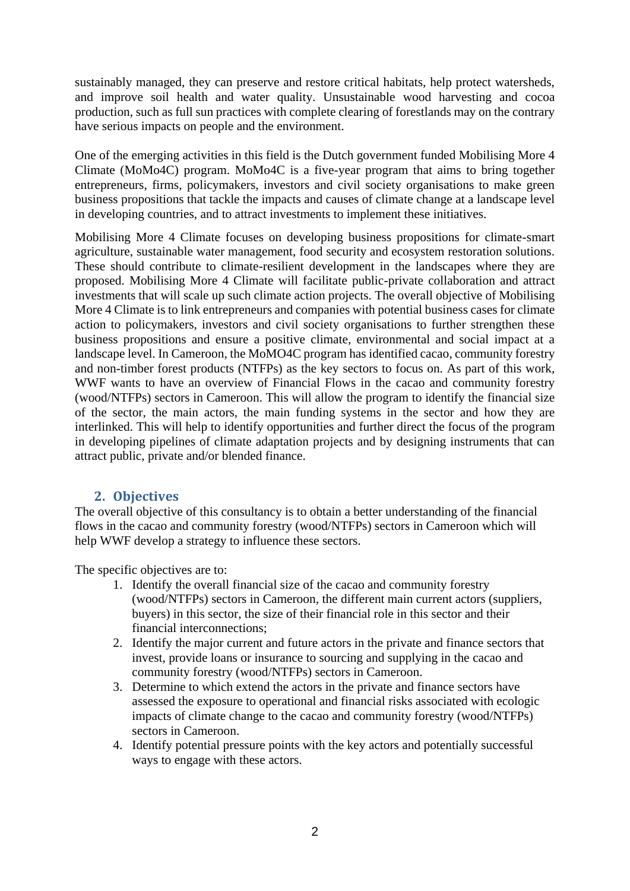sustainably managed, they can preserve and restore critical habitats, help protect watersheds, and improve soil health and water quality. Unsustainable wood harvesting and cocoa production, such as full sun practices with complete clearing of forestlands may on the contrary have serious impacts on people and the environment.

One of the emerging activities in this field is the Dutch government funded Mobilising More 4 Climate (MoMo4C) program. MoMo4C is a five-year program that aims to bring together entrepreneurs, firms, policymakers, investors and civil society organisations to make green business propositions that tackle the impacts and causes of climate change at a landscape level in developing countries, and to attract investments to implement these initiatives.

Mobilising More 4 Climate focuses on developing business propositions for climate-smart agriculture, sustainable water management, food security and ecosystem restoration solutions. These should contribute to climate-resilient development in the landscapes where they are proposed. Mobilising More 4 Climate will facilitate public-private collaboration and attract investments that will scale up such climate action projects. The overall objective of Mobilising More 4 Climate is to link entrepreneurs and companies with potential business cases for climate action to policymakers, investors and civil society organisations to further strengthen these business propositions and ensure a positive climate, environmental and social impact at a landscape level. In Cameroon, the MoMO4C program has identified cacao, community forestry and non-timber forest products (NTFPs) as the key sectors to focus on. As part of this work, WWF wants to have an overview of Financial Flows in the cacao and community forestry (wood/NTFPs) sectors in Cameroon. This will allow the program to identify the financial size of the sector, the main actors, the main funding systems in the sector and how they are interlinked. This will help to identify opportunities and further direct the focus of the program in developing pipelines of climate adaptation projects and by designing instruments that can attract public, private and/or blended finance.

## 2. Objectives

The overall objective of this consultancy is to obtain a better understanding of the financial flows in the cacao and community forestry (wood/NTFPs) sectors in Cameroon which will help WWF develop a strategy to influence these sectors.

The specific objectives are to:

1. Identify the overall financial size of the cacao and community forestry (wood/NTFPs) sectors in Cameroon, the different main current actors (suppliers, buyers) in this sector, the size of their financial role in this sector and their financial interconnections;
2. Identify the major current and future actors in the private and finance sectors that invest, provide loans or insurance to sourcing and supplying in the cacao and community forestry (wood/NTFPs) sectors in Cameroon.
3. Determine to which extend the actors in the private and finance sectors have assessed the exposure to operational and financial risks associated with ecologic impacts of climate change to the cacao and community forestry (wood/NTFPs) sectors in Cameroon.
4. Identify potential pressure points with the key actors and potentially successful ways to engage with these actors.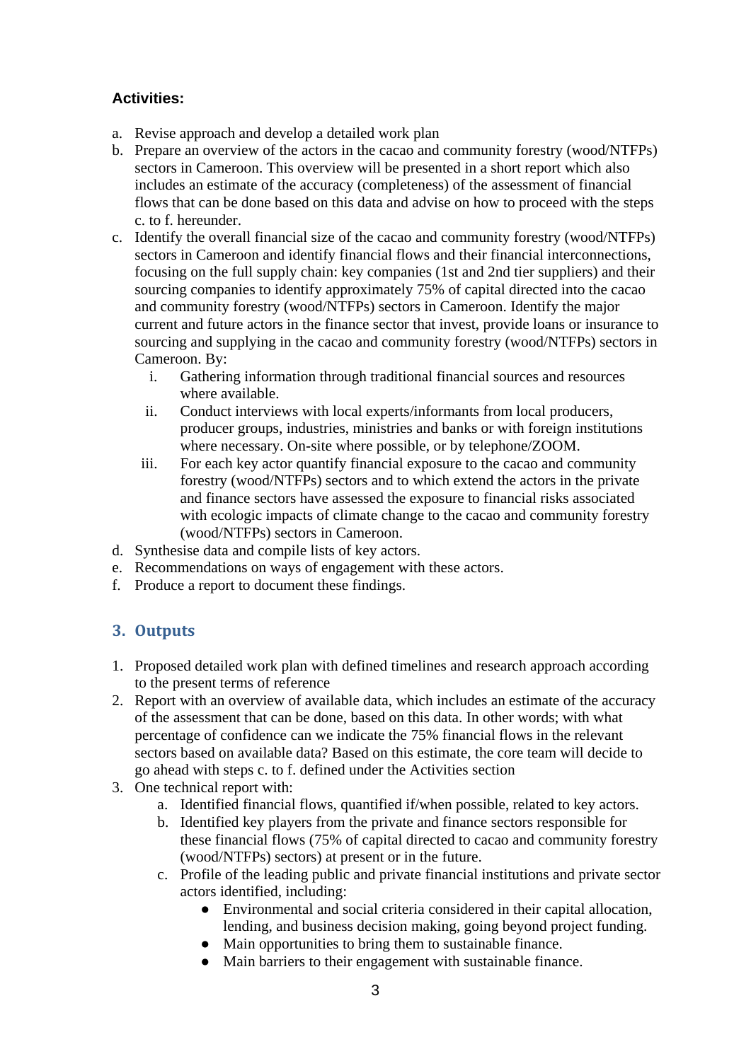**Activities:**

a. Revise approach and develop a detailed work plan
b. Prepare an overview of the actors in the cacao and community forestry (wood/NTFPs) sectors in Cameroon. This overview will be presented in a short report which also includes an estimate of the accuracy (completeness) of the assessment of financial flows that can be done based on this data and advise on how to proceed with the steps c. to f. hereunder.
c. Identify the overall financial size of the cacao and community forestry (wood/NTFPs) sectors in Cameroon and identify financial flows and their financial interconnections, focusing on the full supply chain: key companies (1st and 2nd tier suppliers) and their sourcing companies to identify approximately 75% of capital directed into the cacao and community forestry (wood/NTFPs) sectors in Cameroon. Identify the major current and future actors in the finance sector that invest, provide loans or insurance to sourcing and supplying in the cacao and community forestry (wood/NTFPs) sectors in Cameroon. By:
    i. Gathering information through traditional financial sources and resources where available.
    ii. Conduct interviews with local experts/informants from local producers, producer groups, industries, ministries and banks or with foreign institutions where necessary. On-site where possible, or by telephone/ZOOM.
    iii. For each key actor quantify financial exposure to the cacao and community forestry (wood/NTFPs) sectors and to which extend the actors in the private and finance sectors have assessed the exposure to financial risks associated with ecologic impacts of climate change to the cacao and community forestry (wood/NTFPs) sectors in Cameroon.
d. Synthesise data and compile lists of key actors.
e. Recommendations on ways of engagement with these actors.
f. Produce a report to document these findings.

## 3. Outputs

1. Proposed detailed work plan with defined timelines and research approach according to the present terms of reference
2. Report with an overview of available data, which includes an estimate of the accuracy of the assessment that can be done, based on this data. In other words; with what percentage of confidence can we indicate the 75% financial flows in the relevant sectors based on available data? Based on this estimate, the core team will decide to go ahead with steps c. to f. defined under the Activities section
3. One technical report with:
    a. Identified financial flows, quantified if/when possible, related to key actors.
    b. Identified key players from the private and finance sectors responsible for these financial flows (75% of capital directed to cacao and community forestry (wood/NTFPs) sectors) at present or in the future.
    c. Profile of the leading public and private financial institutions and private sector actors identified, including:
        - Environmental and social criteria considered in their capital allocation, lending, and business decision making, going beyond project funding.
        - Main opportunities to bring them to sustainable finance.
        - Main barriers to their engagement with sustainable finance.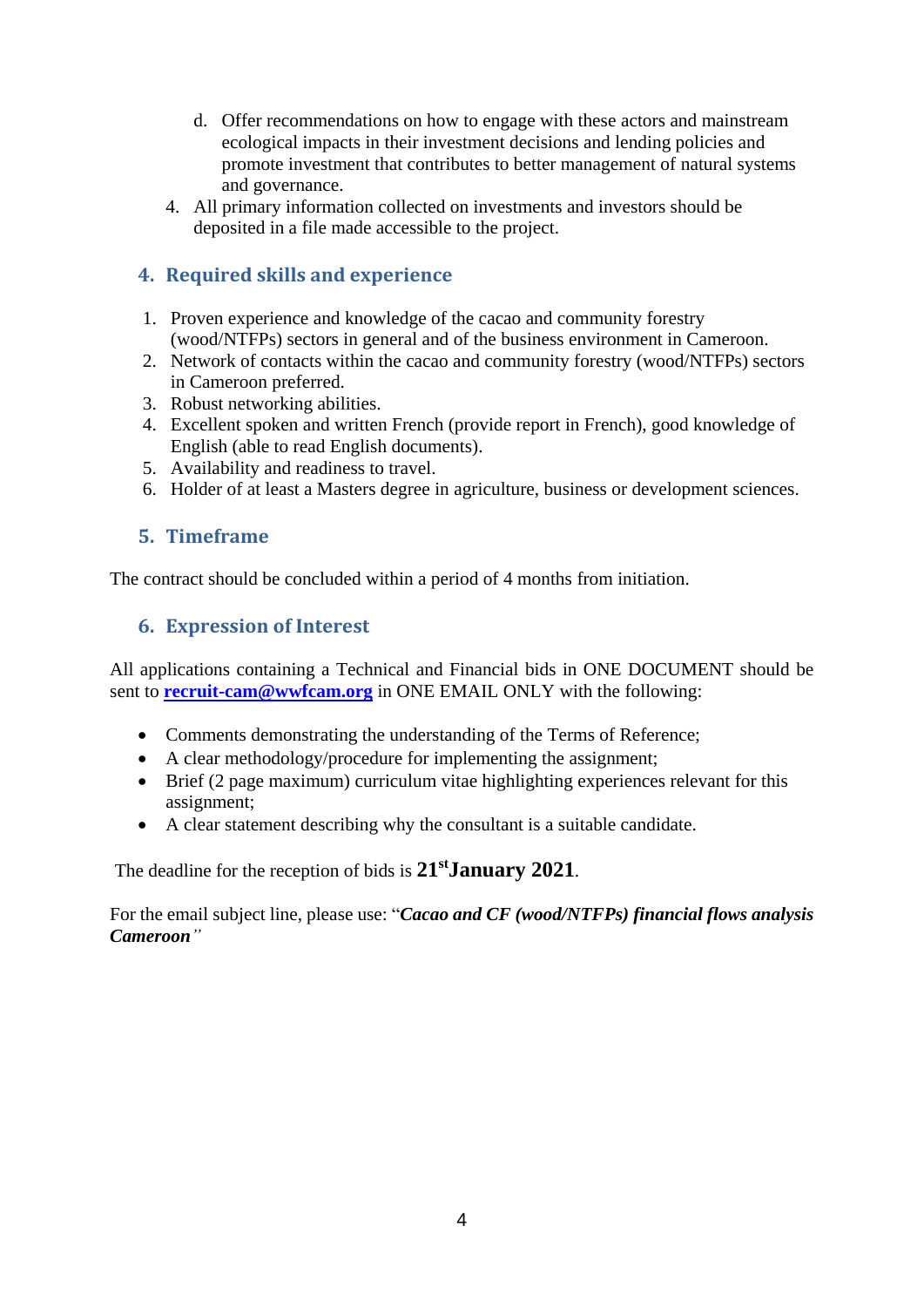d. Offer recommendations on how to engage with these actors and mainstream ecological impacts in their investment decisions and lending policies and promote investment that contributes to better management of natural systems and governance.

4. All primary information collected on investments and investors should be deposited in a file made accessible to the project.

## 4. Required skills and experience

1. Proven experience and knowledge of the cacao and community forestry (wood/NTFPs) sectors in general and of the business environment in Cameroon.
2. Network of contacts within the cacao and community forestry (wood/NTFPs) sectors in Cameroon preferred.
3. Robust networking abilities.
4. Excellent spoken and written French (provide report in French), good knowledge of English (able to read English documents).
5. Availability and readiness to travel.
6. Holder of at least a Masters degree in agriculture, business or development sciences.

## 5. Timeframe

The contract should be concluded within a period of 4 months from initiation.

## 6. Expression of Interest

All applications containing a Technical and Financial bids in ONE DOCUMENT should be sent to **recruit-cam@wwfcam.org** in ONE EMAIL ONLY with the following:

- Comments demonstrating the understanding of the Terms of Reference;
- A clear methodology/procedure for implementing the assignment;
- Brief (2 page maximum) curriculum vitae highlighting experiences relevant for this assignment;
- A clear statement describing why the consultant is a suitable candidate.

The deadline for the reception of bids is **21st January 2021**.

For the email subject line, please use: "***Cacao and CF (wood/NTFPs) financial flows analysis Cameroon***"